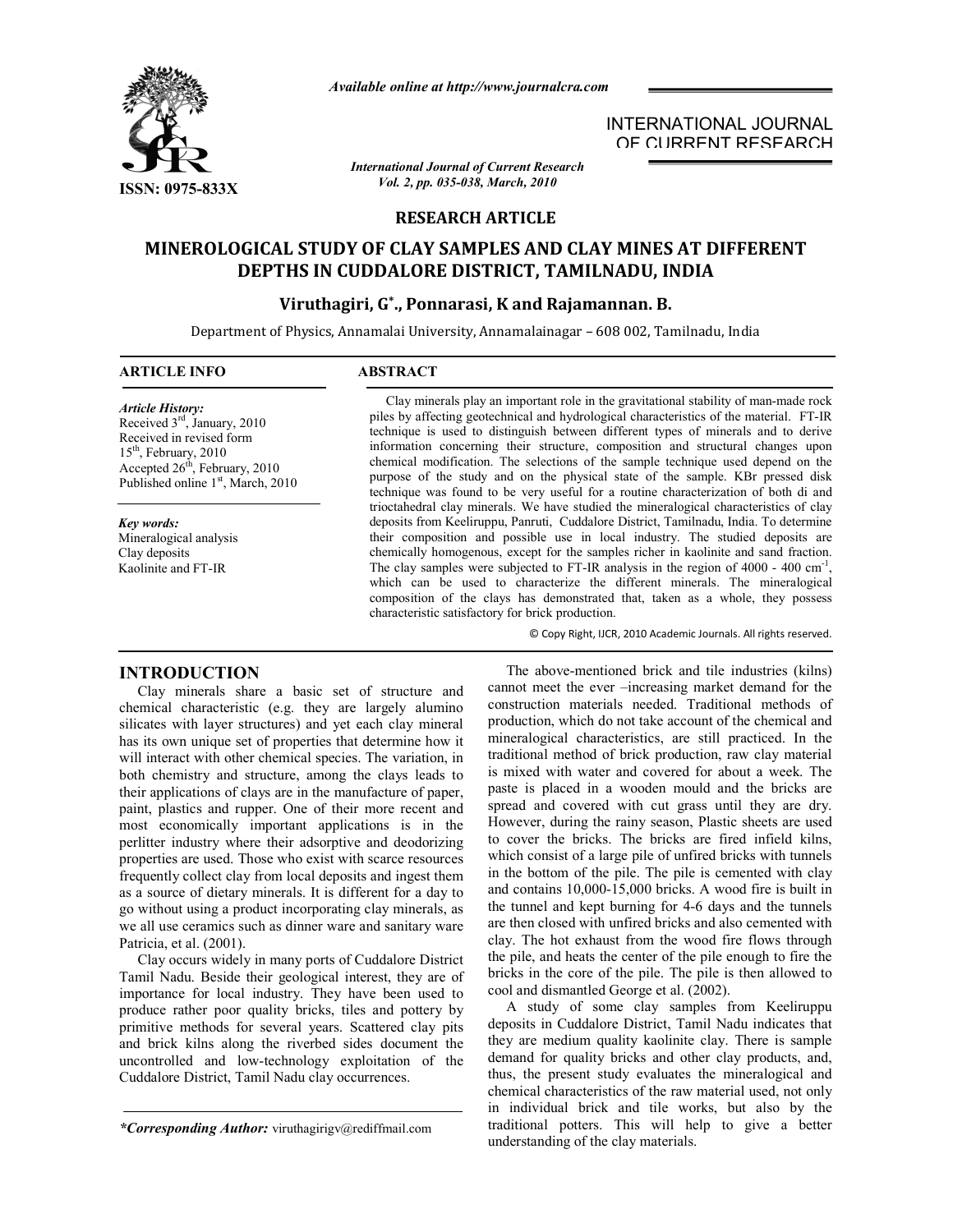*Available online at http://www.journalcra.com*

INTERNATIONAL JOURNAL OF CURRENT RESEARCH

ISSN: 0975-833X

*International Journal of Current Research*
*Vol. 2, pp. 035-038, March, 2010*

**RESEARCH ARTICLE**

# MINEROLOGICAL STUDY OF CLAY SAMPLES AND CLAY MINES AT DIFFERENT DEPTHS IN CUDDALORE DISTRICT, TAMILNADU, INDIA

**Viruthagiri, G*., Ponnarasi, K and Rajamannan. B.**

Department of Physics, Annamalai University, Annamalainagar – 608 002, Tamilnadu, India

**ARTICLE INFO**

*Article History:*
Received 3rd, January, 2010
Received in revised form 15th, February, 2010
Accepted 26th, February, 2010
Published online 1st, March, 2010

*Key words:*
Mineralogical analysis
Clay deposits
Kaolinite and FT-IR

**ABSTRACT**

Clay minerals play an important role in the gravitational stability of man-made rock piles by affecting geotechnical and hydrological characteristics of the material. FT-IR technique is used to distinguish between different types of minerals and to derive information concerning their structure, composition and structural changes upon chemical modification. The selections of the sample technique used depend on the purpose of the study and on the physical state of the sample. KBr pressed disk technique was found to be very useful for a routine characterization of both di and trioctahedral clay minerals. We have studied the mineralogical characteristics of clay deposits from Keeliruppu, Panruti, Cuddalore District, Tamilnadu, India. To determine their composition and possible use in local industry. The studied deposits are chemically homogenous, except for the samples richer in kaolinite and sand fraction. The clay samples were subjected to FT-IR analysis in the region of 4000 - 400 cm$^{-1}$, which can be used to characterize the different minerals. The mineralogical composition of the clays has demonstrated that, taken as a whole, they possess characteristic satisfactory for brick production.

© Copy Right, IJCR, 2010 Academic Journals. All rights reserved.

## INTRODUCTION

Clay minerals share a basic set of structure and chemical characteristic (e.g. they are largely alumino silicates with layer structures) and yet each clay mineral has its own unique set of properties that determine how it will interact with other chemical species. The variation, in both chemistry and structure, among the clays leads to their applications of clays are in the manufacture of paper, paint, plastics and rupper. One of their more recent and most economically important applications is in the perlitter industry where their adsorptive and deodorizing properties are used. Those who exist with scarce resources frequently collect clay from local deposits and ingest them as a source of dietary minerals. It is different for a day to go without using a product incorporating clay minerals, as we all use ceramics such as dinner ware and sanitary ware Patricia, et al. (2001).

Clay occurs widely in many ports of Cuddalore District Tamil Nadu. Beside their geological interest, they are of importance for local industry. They have been used to produce rather poor quality bricks, tiles and pottery by primitive methods for several years. Scattered clay pits and brick kilns along the riverbed sides document the uncontrolled and low-technology exploitation of the Cuddalore District, Tamil Nadu clay occurrences.

The above-mentioned brick and tile industries (kilns) cannot meet the ever –increasing market demand for the construction materials needed. Traditional methods of production, which do not take account of the chemical and mineralogical characteristics, are still practiced. In the traditional method of brick production, raw clay material is mixed with water and covered for about a week. The paste is placed in a wooden mould and the bricks are spread and covered with cut grass until they are dry. However, during the rainy season, Plastic sheets are used to cover the bricks. The bricks are fired infield kilns, which consist of a large pile of unfired bricks with tunnels in the bottom of the pile. The pile is cemented with clay and contains 10,000-15,000 bricks. A wood fire is built in the tunnel and kept burning for 4-6 days and the tunnels are then closed with unfired bricks and also cemented with clay. The hot exhaust from the wood fire flows through the pile, and heats the center of the pile enough to fire the bricks in the core of the pile. The pile is then allowed to cool and dismantled George et al. (2002).

A study of some clay samples from Keeliruppu deposits in Cuddalore District, Tamil Nadu indicates that they are medium quality kaolinite clay. There is sample demand for quality bricks and other clay products, and, thus, the present study evaluates the mineralogical and chemical characteristics of the raw material used, not only in individual brick and tile works, but also by the traditional potters. This will help to give a better understanding of the clay materials.

*\*Corresponding Author:* viruthagirigv@rediffmail.com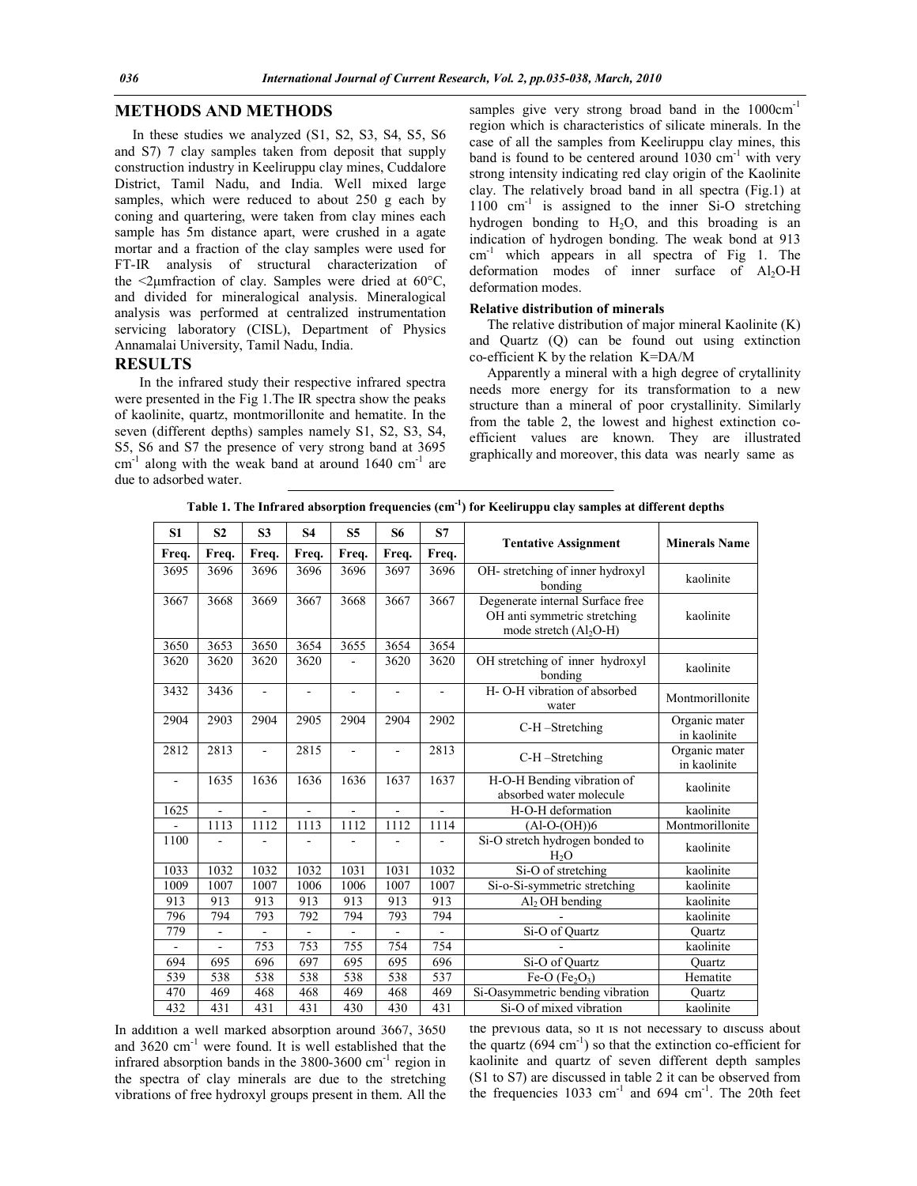## METHODS AND METHODS

In these studies we analyzed (S1, S2, S3, S4, S5, S6 and S7) 7 clay samples taken from deposit that supply construction industry in Keeliruppu clay mines, Cuddalore District, Tamil Nadu, and India. Well mixed large samples, which were reduced to about 250 g each by coning and quartering, were taken from clay mines each sample has 5m distance apart, were crushed in a agate mortar and a fraction of the clay samples were used for FT-IR analysis of structural characterization of the <2μmfraction of clay. Samples were dried at 60°C, and divided for mineralogical analysis. Mineralogical analysis was performed at centralized instrumentation servicing laboratory (CISL), Department of Physics Annamalai University, Tamil Nadu, India.

## RESULTS

In the infrared study their respective infrared spectra were presented in the Fig 1.The IR spectra show the peaks of kaolinite, quartz, montmorillonite and hematite. In the seven (different depths) samples namely S1, S2, S3, S4, S5, S6 and S7 the presence of very strong band at 3695 $cm^{-1}$ along with the weak band at around 1640 $cm^{-1}$ are due to adsorbed water.

**Table 1. The Infrared absorption frequencies ($cm^{-1}$) for Keeliruppu clay samples at different depths**

| S1 | S2 | S3 | S4 | S5 | S6 | S7 | Tentative Assignment | Minerals Name |
|---|---|---|---|---|---|---|---|---|
| Freq. | Freq. | Freq. | Freq. | Freq. | Freq. | Freq. | | |
| 3695 | 3696 | 3696 | 3696 | 3696 | 3697 | 3696 | OH- stretching of inner hydroxyl bonding | kaolinite |
| 3667 | 3668 | 3669 | 3667 | 3668 | 3667 | 3667 | Degenerate internal Surface free OH anti symmetric stretching mode stretch ($Al_2O$-H) | kaolinite |
| 3650 | 3653 | 3650 | 3654 | 3655 | 3654 | 3654 | | |
| 3620 | 3620 | 3620 | 3620 | - | 3620 | 3620 | OH stretching of inner hydroxyl bonding | kaolinite |
| 3432 | 3436 | - | - | - | - | - | H- O-H vibration of absorbed water | Montmorillonite |
| 2904 | 2903 | 2904 | 2905 | 2904 | 2904 | 2902 | C-H –Stretching | Organic mater in kaolinite |
| 2812 | 2813 | - | 2815 | - | - | 2813 | C-H –Stretching | Organic mater in kaolinite |
| - | 1635 | 1636 | 1636 | 1636 | 1637 | 1637 | H-O-H Bending vibration of absorbed water molecule | kaolinite |
| 1625 | - | - | - | - | - | - | H-O-H deformation | kaolinite |
| - | 1113 | 1112 | 1113 | 1112 | 1112 | 1114 | (Al-O-(OH))6 | Montmorillonite |
| 1100 | - | - | - | - | - | - | Si-O stretch hydrogen bonded to $H_2O$ | kaolinite |
| 1033 | 1032 | 1032 | 1032 | 1031 | 1031 | 1032 | Si-O of stretching | kaolinite |
| 1009 | 1007 | 1007 | 1006 | 1006 | 1007 | 1007 | Si-o-Si-symmetric stretching | kaolinite |
| 913 | 913 | 913 | 913 | 913 | 913 | 913 | $Al_2$ OH bending | kaolinite |
| 796 | 794 | 793 | 792 | 794 | 793 | 794 | - | kaolinite |
| 779 | - | - | - | - | - | - | Si-O of Quartz | Quartz |
| - | - | 753 | 753 | 755 | 754 | 754 | - | kaolinite |
| 694 | 695 | 696 | 697 | 695 | 695 | 696 | Si-O of Quartz | Quartz |
| 539 | 538 | 538 | 538 | 538 | 538 | 537 | Fe-O ($Fe_2O_3$) | Hematite |
| 470 | 469 | 468 | 468 | 469 | 468 | 469 | Si-Oasymmetric bending vibration | Quartz |
| 432 | 431 | 431 | 431 | 430 | 430 | 431 | Si-O of mixed vibration | kaolinite |

In addition a well marked absorption around 3667, 3650 and 3620 $cm^{-1}$ were found. It is well established that the infrared absorption bands in the 3800-3600 $cm^{-1}$ region in the spectra of clay minerals are due to the stretching vibrations of free hydroxyl groups present in them. All the samples give very strong broad band in the 1000$cm^{-1}$ region which is characteristics of silicate minerals. In the case of all the samples from Keeliruppu clay mines, this band is found to be centered around 1030 $cm^{-1}$ with very strong intensity indicating red clay origin of the Kaolinite clay. The relatively broad band in all spectra (Fig.1) at 1100 $cm^{-1}$ is assigned to the inner Si-O stretching hydrogen bonding to $H_2O$, and this broading is an indication of hydrogen bonding. The weak bond at 913 $cm^{-1}$ which appears in all spectra of Fig 1. The deformation modes of inner surface of $Al_2O$-H deformation modes.

### Relative distribution of minerals

The relative distribution of major mineral Kaolinite (K) and Quartz (Q) can be found out using extinction co-efficient K by the relation K=DA/M

Apparently a mineral with a high degree of crytallinity needs more energy for its transformation to a new structure than a mineral of poor crystallinity. Similarly from the table 2, the lowest and highest extinction co-efficient values are known. They are illustrated graphically and moreover, this data was nearly same as the previous data, so it is not necessary to discuss about the quartz (694 $cm^{-1}$) so that the extinction co-efficient for kaolinite and quartz of seven different depth samples (S1 to S7) are discussed in table 2 it can be observed from the frequencies 1033 $cm^{-1}$ and 694 $cm^{-1}$. The 20th feet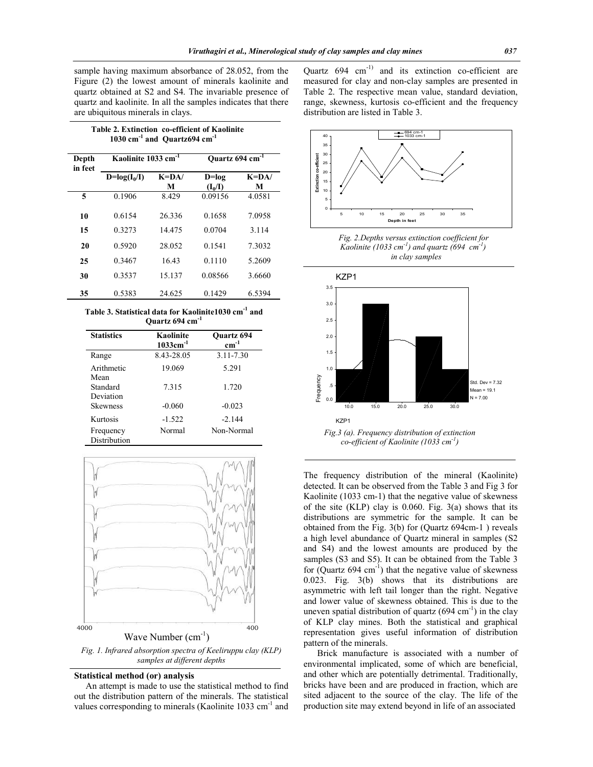sample having maximum absorbance of 28.052, from the Figure (2) the lowest amount of minerals kaolinite and quartz obtained at S2 and S4. The invariable presence of quartz and kaolinite. In all the samples indicates that there are ubiquitous minerals in clays.

**Table 2. Extinction co-efficient of Kaolinite 1030 cm$^{-1}$ and Quartz694 cm$^{-1}$**

| Depth in feet | Kaolinite 1033 cm$^{-1}$ | | Quartz 694 cm$^{-1}$ | |
|---|---|---|---|---|
| | $D=\log(I_0/I)$ | K=DA/M | $D=\log(I_0/I)$ | K=DA/M |
| 5 | 0.1906 | 8.429 | 0.09156 | 4.0581 |
| 10 | 0.6154 | 26.336 | 0.1658 | 7.0958 |
| 15 | 0.3273 | 14.475 | 0.0704 | 3.114 |
| 20 | 0.5920 | 28.052 | 0.1541 | 7.3032 |
| 25 | 0.3467 | 16.43 | 0.1110 | 5.2609 |
| 30 | 0.3537 | 15.137 | 0.08566 | 3.6660 |
| 35 | 0.5383 | 24.625 | 0.1429 | 6.5394 |

**Table 3. Statistical data for Kaolinite1030 cm$^{-1}$ and Quartz 694 cm$^{-1}$**

| Statistics | Kaolinite 1033cm$^{-1}$ | Quartz 694 cm$^{-1}$ |
|---|---|---|
| Range | 8.43-28.05 | 3.11-7.30 |
| Arithmetic Mean | 19.069 | 5.291 |
| Standard Deviation | 7.315 | 1.720 |
| Skewness | -0.060 | -0.023 |
| Kurtosis | -1.522 | -2.144 |
| Frequency Distribution | Normal | Non-Normal |

*Fig. 1. Infrared absorption spectra of Keeliruppu clay (KLP) samples at different depths*

## Statistical method (or) analysis

An attempt is made to use the statistical method to find out the distribution pattern of the minerals. The statistical values corresponding to minerals (Kaolinite 1033 cm$^{-1}$ and Quartz 694 cm$^{-1}$) and its extinction co-efficient are measured for clay and non-clay samples are presented in Table 2. The respective mean value, standard deviation, range, skewness, kurtosis co-efficient and the frequency distribution are listed in Table 3.

*Fig. 2.Depths versus extinction coefficient for Kaolinite (1033 cm$^{-1}$) and quartz (694 cm$^{-1}$) in clay samples*

*Fig.3 (a). Frequency distribution of extinction co-efficient of Kaolinite (1033 cm$^{-1}$)*

The frequency distribution of the mineral (Kaolinite) detected. It can be observed from the Table 3 and Fig 3 for Kaolinite (1033 cm-1) that the negative value of skewness of the site (KLP) clay is 0.060. Fig. 3(a) shows that its distributions are symmetric for the sample. It can be obtained from the Fig. 3(b) for (Quartz 694cm-1 ) reveals a high level abundance of Quartz mineral in samples (S2 and S4) and the lowest amounts are produced by the samples (S3 and S5). It can be obtained from the Table 3 for (Quartz 694 cm$^{-1}$) that the negative value of skewness 0.023. Fig. 3(b) shows that its distributions are asymmetric with left tail longer than the right. Negative and lower value of skewness obtained. This is due to the uneven spatial distribution of quartz (694 cm$^{-1}$) in the clay of KLP clay mines. Both the statistical and graphical representation gives useful information of distribution pattern of the minerals.

Brick manufacture is associated with a number of environmental implicated, some of which are beneficial, and other which are potentially detrimental. Traditionally, bricks have been and are produced in fraction, which are sited adjacent to the source of the clay. The life of the production site may extend beyond in life of an associated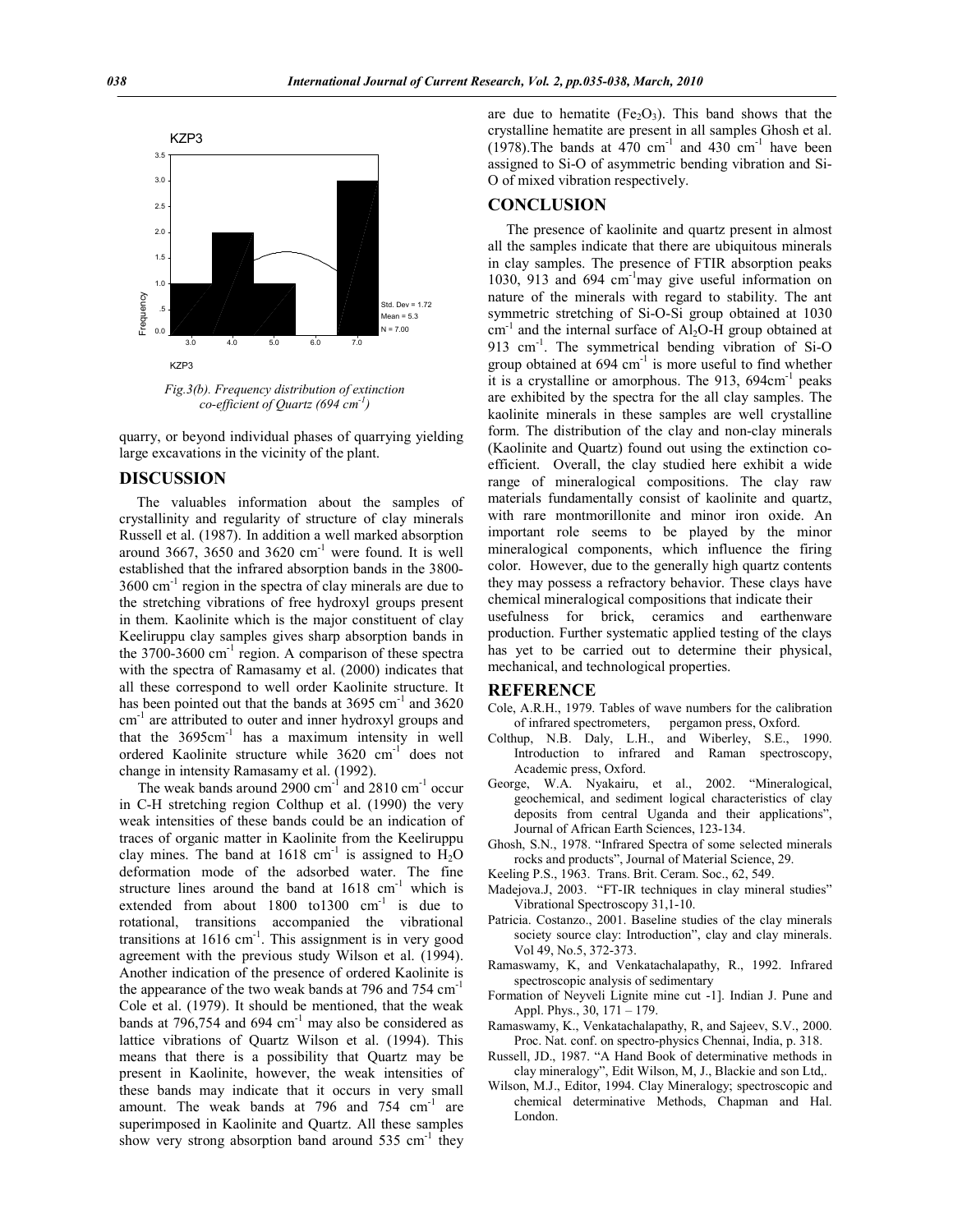KZP3

3.5

3.0

2.5

2.0

1.5

1.0

.5

0.0

Frequency

3.0 4.0 5.0 6.0 7.0

KZP3

Std. Dev = 1.72
Mean = 5.3
N = 7.00

*Fig.3(b). Frequency distribution of extinction co-efficient of Quartz (694 $cm^{-1}$)*

quarry, or beyond individual phases of quarrying yielding large excavations in the vicinity of the plant.

## DISCUSSION

The valuables information about the samples of crystallinity and regularity of structure of clay minerals Russell et al. (1987). In addition a well marked absorption around 3667, 3650 and 3620 $cm^{-1}$ were found. It is well established that the infrared absorption bands in the 3800-3600 $cm^{-1}$ region in the spectra of clay minerals are due to the stretching vibrations of free hydroxyl groups present in them. Kaolinite which is the major constituent of clay Keeliruppu clay samples gives sharp absorption bands in the 3700-3600 $cm^{-1}$ region. A comparison of these spectra with the spectra of Ramasamy et al. (2000) indicates that all these correspond to well order Kaolinite structure. It has been pointed out that the bands at 3695 $cm^{-1}$ and 3620 $cm^{-1}$ are attributed to outer and inner hydroxyl groups and that the 3695$cm^{-1}$ has a maximum intensity in well ordered Kaolinite structure while 3620 $cm^{-1}$ does not change in intensity Ramasamy et al. (1992).

The weak bands around 2900 $cm^{-1}$ and 2810 $cm^{-1}$ occur in C-H stretching region Colthup et al. (1990) the very weak intensities of these bands could be an indication of traces of organic matter in Kaolinite from the Keeliruppu clay mines. The band at 1618 $cm^{-1}$ is assigned to $H_2O$ deformation mode of the adsorbed water. The fine structure lines around the band at 1618 $cm^{-1}$ which is extended from about 1800 to1300 $cm^{-1}$ is due to rotational, transitions accompanied the vibrational transitions at 1616 $cm^{-1}$. This assignment is in very good agreement with the previous study Wilson et al. (1994). Another indication of the presence of ordered Kaolinite is the appearance of the two weak bands at 796 and 754 $cm^{-1}$ Cole et al. (1979). It should be mentioned, that the weak bands at 796,754 and 694 $cm^{-1}$ may also be considered as lattice vibrations of Quartz Wilson et al. (1994). This means that there is a possibility that Quartz may be present in Kaolinite, however, the weak intensities of these bands may indicate that it occurs in very small amount. The weak bands at 796 and 754 $cm^{-1}$ are superimposed in Kaolinite and Quartz. All these samples show very strong absorption band around 535 $cm^{-1}$ they are due to hematite ($Fe_2O_3$). This band shows that the crystalline hematite are present in all samples Ghosh et al. (1978).The bands at 470 $cm^{-1}$ and 430 $cm^{-1}$ have been assigned to Si-O of asymmetric bending vibration and Si-O of mixed vibration respectively.

## CONCLUSION

The presence of kaolinite and quartz present in almost all the samples indicate that there are ubiquitous minerals in clay samples. The presence of FTIR absorption peaks 1030, 913 and 694 $cm^{-1}$may give useful information on nature of the minerals with regard to stability. The ant symmetric stretching of Si-O-Si group obtained at 1030 $cm^{-1}$ and the internal surface of $Al_2O$-H group obtained at 913 $cm^{-1}$. The symmetrical bending vibration of Si-O group obtained at 694 $cm^{-1}$ is more useful to find whether it is a crystalline or amorphous. The 913, 694$cm^{-1}$ peaks are exhibited by the spectra for the all clay samples. The kaolinite minerals in these samples are well crystalline form. The distribution of the clay and non-clay minerals (Kaolinite and Quartz) found out using the extinction co-efficient. Overall, the clay studied here exhibit a wide range of mineralogical compositions. The clay raw materials fundamentally consist of kaolinite and quartz, with rare montmorillonite and minor iron oxide. An important role seems to be played by the minor mineralogical components, which influence the firing color. However, due to the generally high quartz contents they may possess a refractory behavior. These clays have chemical mineralogical compositions that indicate their usefulness for brick, ceramics and earthenware production. Further systematic applied testing of the clays has yet to be carried out to determine their physical, mechanical, and technological properties.

## REFERENCE

Cole, A.R.H., 1979. Tables of wave numbers for the calibration of infrared spectrometers, pergamon press, Oxford.

Colthup, N.B. Daly, L.H., and Wiberley, S.E., 1990. Introduction to infrared and Raman spectroscopy, Academic press, Oxford.

George, W.A. Nyakairu, et al., 2002. "Mineralogical, geochemical, and sediment logical characteristics of clay deposits from central Uganda and their applications", Journal of African Earth Sciences, 123-134.

Ghosh, S.N., 1978. "Infrared Spectra of some selected minerals rocks and products", Journal of Material Science, 29.

Keeling P.S., 1963. Trans. Brit. Ceram. Soc., 62, 549.

Madejova.J, 2003. "FT-IR techniques in clay mineral studies" Vibrational Spectroscopy 31,1-10.

Patricia. Costanzo., 2001. Baseline studies of the clay minerals society source clay: Introduction", clay and clay minerals. Vol 49, No.5, 372-373.

Ramaswamy, K, and Venkatachalapathy, R., 1992. Infrared spectroscopic analysis of sedimentary

Formation of Neyveli Lignite mine cut -1]. Indian J. Pune and Appl. Phys., 30, 171 – 179.

Ramaswamy, K., Venkatachalapathy, R, and Sajeev, S.V., 2000. Proc. Nat. conf. on spectro-physics Chennai, India, p. 318.

Russell, JD., 1987. "A Hand Book of determinative methods in clay mineralogy", Edit Wilson, M, J., Blackie and son Ltd,.

Wilson, M.J., Editor, 1994. Clay Mineralogy; spectroscopic and chemical determinative Methods, Chapman and Hal. London.